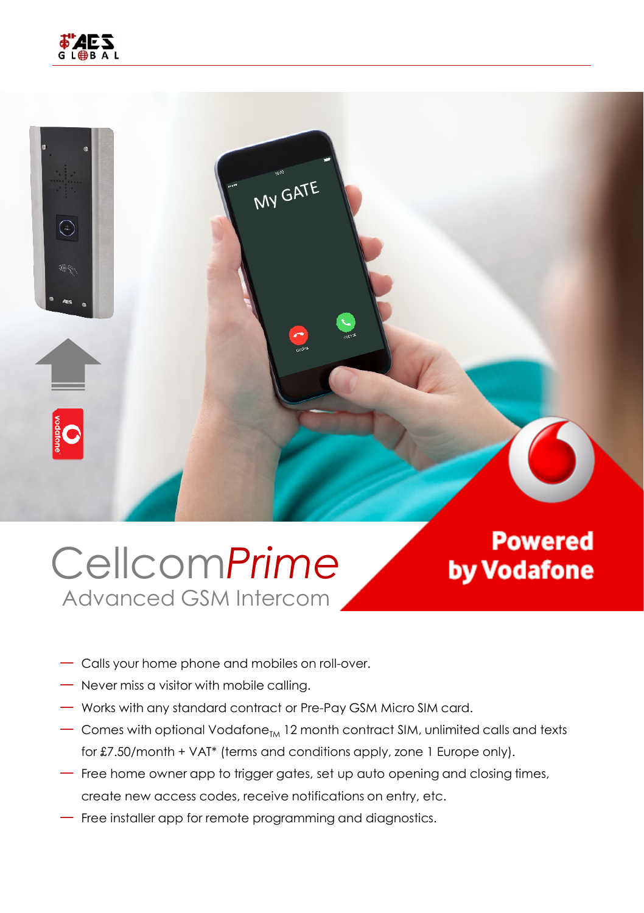# Cellcom*Prime*

## Advanced GSM Intercom

**Powered by Vodafone**

- Calls your home phone and mobiles on roll-over.
- Never miss a visitor with mobile calling.
- Works with any standard contract or Pre-Pay GSM Micro SIM card.
- Comes with optional Vodafone$_{TM}$ 12 month contract SIM, unlimited calls and texts for £7.50/month + VAT* (terms and conditions apply, zone 1 Europe only).
- Free home owner app to trigger gates, set up auto opening and closing times, create new access codes, receive notifications on entry, etc.
- Free installer app for remote programming and diagnostics.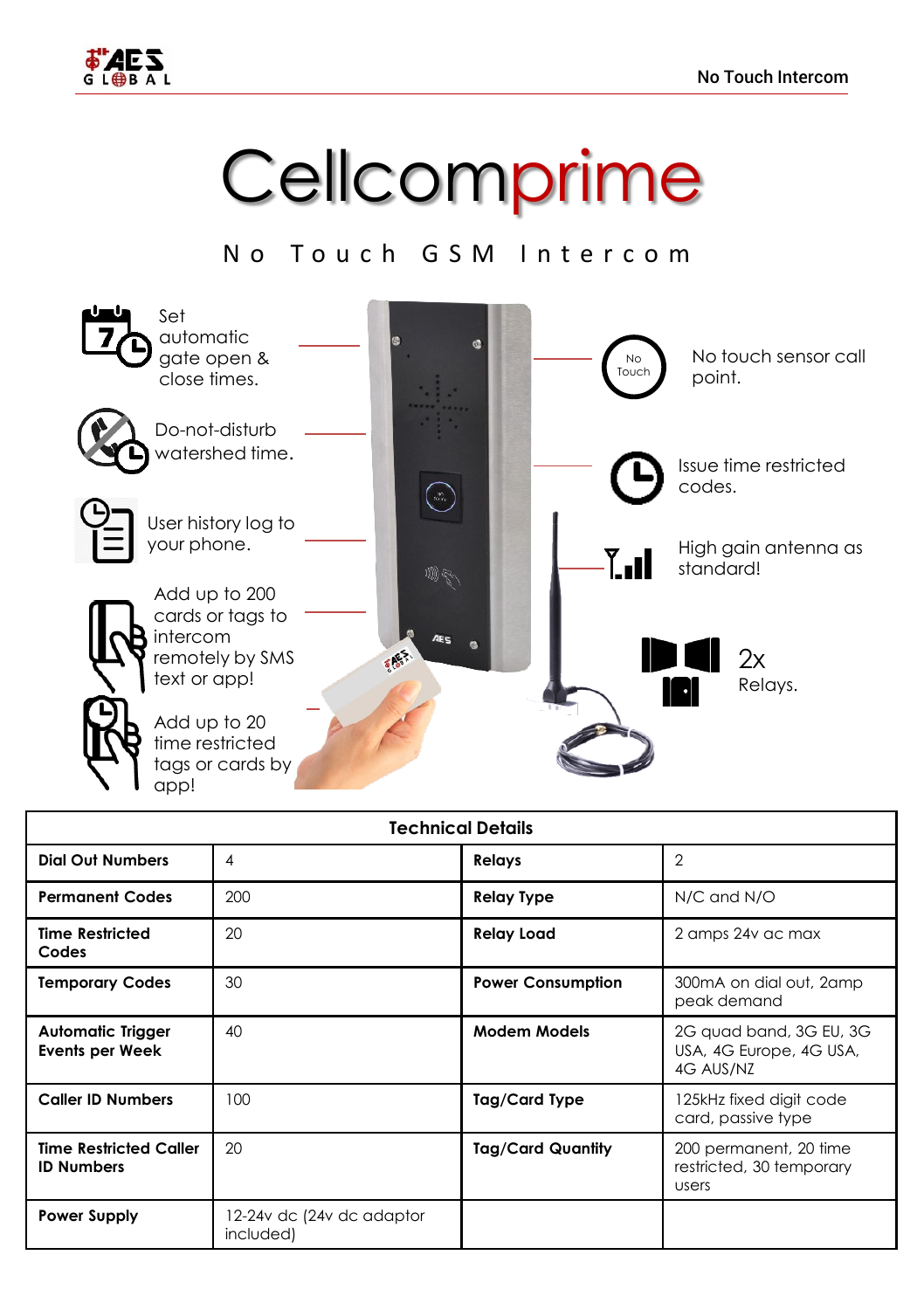# Cellcomprime

## No Touch GSM Intercom

Set automatic gate open & close times.

Do-not-disturb watershed time.

User history log to your phone.

Add up to 200 cards or tags to intercom remotely by SMS text or app!

Add up to 20 time restricted tags or cards by app!

No touch sensor call point.

Issue time restricted codes.

High gain antenna as standard!

2x Relays.

| Technical Details | | | |
|---|---|---|---|
| **Dial Out Numbers** | 4 | **Relays** | 2 |
| **Permanent Codes** | 200 | **Relay Type** | N/C and N/O |
| **Time Restricted Codes** | 20 | **Relay Load** | 2 amps 24v ac max |
| **Temporary Codes** | 30 | **Power Consumption** | 300mA on dial out, 2amp peak demand |
| **Automatic Trigger Events per Week** | 40 | **Modem Models** | 2G quad band, 3G EU, 3G USA, 4G Europe, 4G USA, 4G AUS/NZ |
| **Caller ID Numbers** | 100 | **Tag/Card Type** | 125kHz fixed digit code card, passive type |
| **Time Restricted Caller ID Numbers** | 20 | **Tag/Card Quantity** | 200 permanent, 20 time restricted, 30 temporary users |
| **Power Supply** | 12-24v dc (24v dc adaptor included) | | |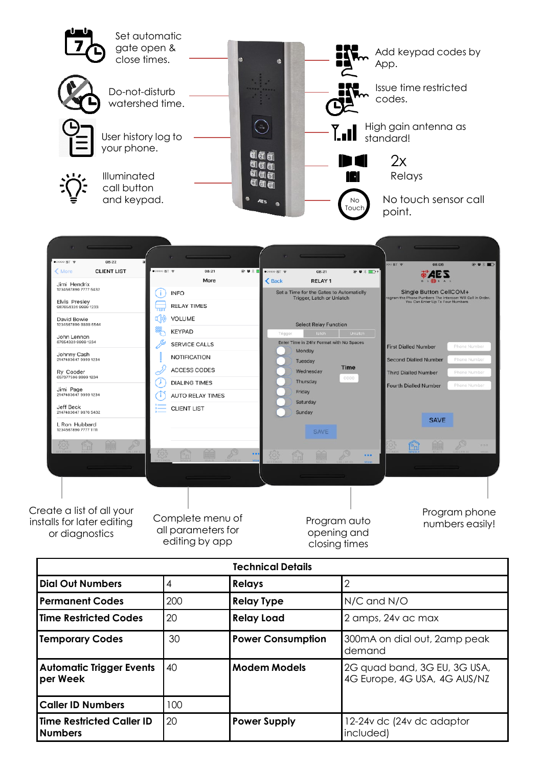Set automatic gate open & close times.

Do-not-disturb watershed time.

User history log to your phone.

Illuminated call button and keypad.

Add keypad codes by App.

Issue time restricted codes.

High gain antenna as standard!

2x Relays

No touch sensor call point.

Create a list of all your installs for later editing or diagnostics

Complete menu of all parameters for editing by app

Program auto opening and closing times

Program phone numbers easily!

| Technical Details | | | |
|---|---|---|---|
| **Dial Out Numbers** | 4 | **Relays** | 2 |
| **Permanent Codes** | 200 | **Relay Type** | N/C and N/O |
| **Time Restricted Codes** | 20 | **Relay Load** | 2 amps, 24v ac max |
| **Temporary Codes** | 30 | **Power Consumption** | 300mA on dial out, 2amp peak demand |
| **Automatic Trigger Events per Week** | 40 | **Modem Models** | 2G quad band, 3G EU, 3G USA, 4G Europe, 4G USA, 4G AUS/NZ |
| **Caller ID Numbers** | 100 | | |
| **Time Restricted Caller ID Numbers** | 20 | **Power Supply** | 12-24v dc (24v dc adaptor included) |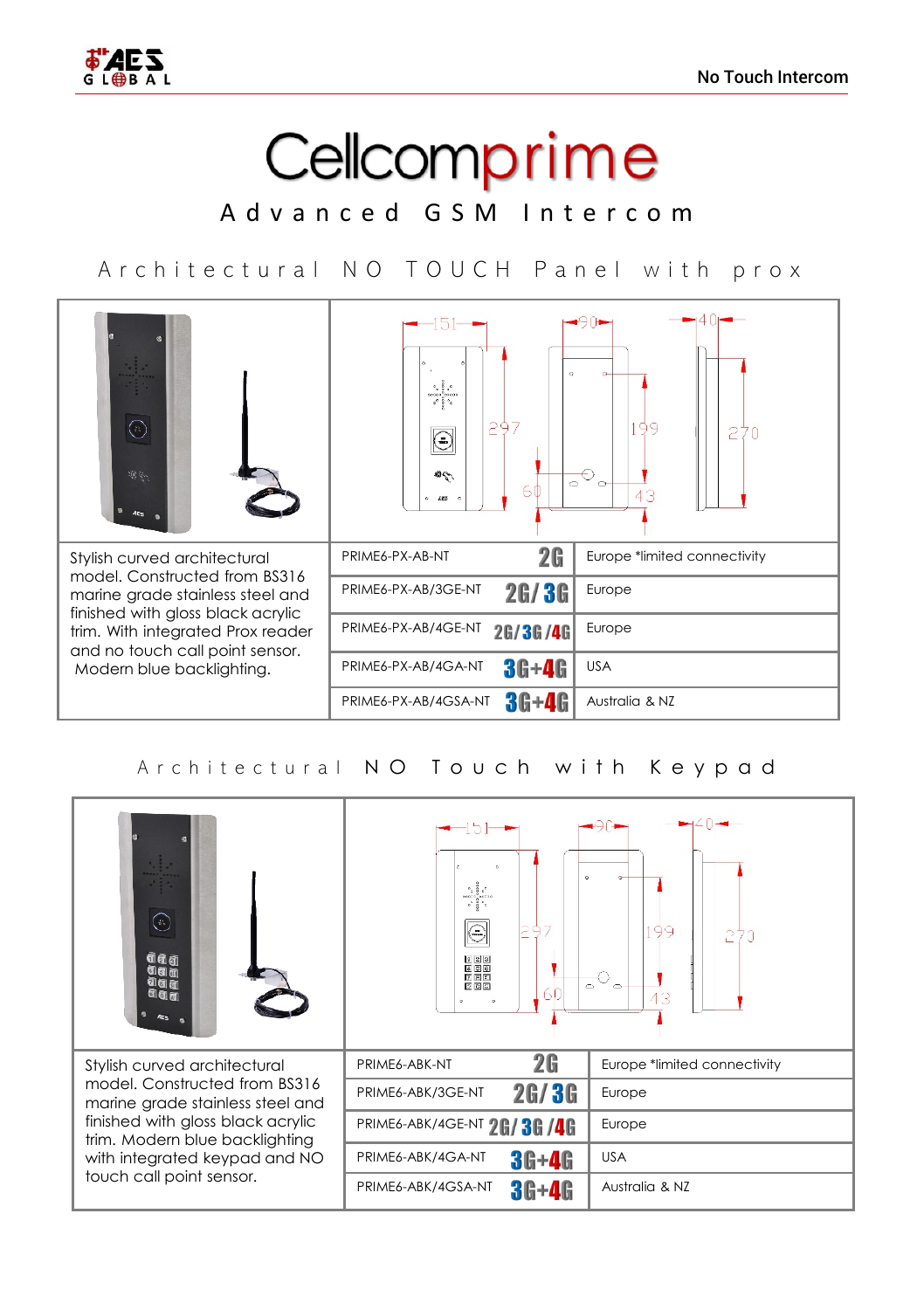# Cellcomprime

## Advanced GSM Intercom

### Architectural NO TOUCH Panel with prox

151
90
40
297
199
270
60
43

| | | |
|---|---|---|
| Stylish curved architectural model. Constructed from BS316 marine grade stainless steel and finished with gloss black acrylic trim. With integrated Prox reader and no touch call point sensor. Modern blue backlighting. | PRIME6-PX-AB-NT 2G | Europe *limited connectivity |
| | PRIME6-PX-AB/3GE-NT 2G/3G | Europe |
| | PRIME6-PX-AB/4GE-NT 2G/3G/4G | Europe |
| | PRIME6-PX-AB/4GA-NT 3G+4G | USA |
| | PRIME6-PX-AB/4GSA-NT 3G+4G | Australia & NZ |

### Architectural NO Touch with Keypad

151
90
40
297
199
270
60
43

| | | |
|---|---|---|
| Stylish curved architectural model. Constructed from BS316 marine grade stainless steel and finished with gloss black acrylic trim. Modern blue backlighting with integrated keypad and NO touch call point sensor. | PRIME6-ABK-NT 2G | Europe *limited connectivity |
| | PRIME6-ABK/3GE-NT 2G/3G | Europe |
| | PRIME6-ABK/4GE-NT 2G/3G/4G | Europe |
| | PRIME6-ABK/4GA-NT 3G+4G | USA |
| | PRIME6-ABK/4GSA-NT 3G+4G | Australia & NZ |